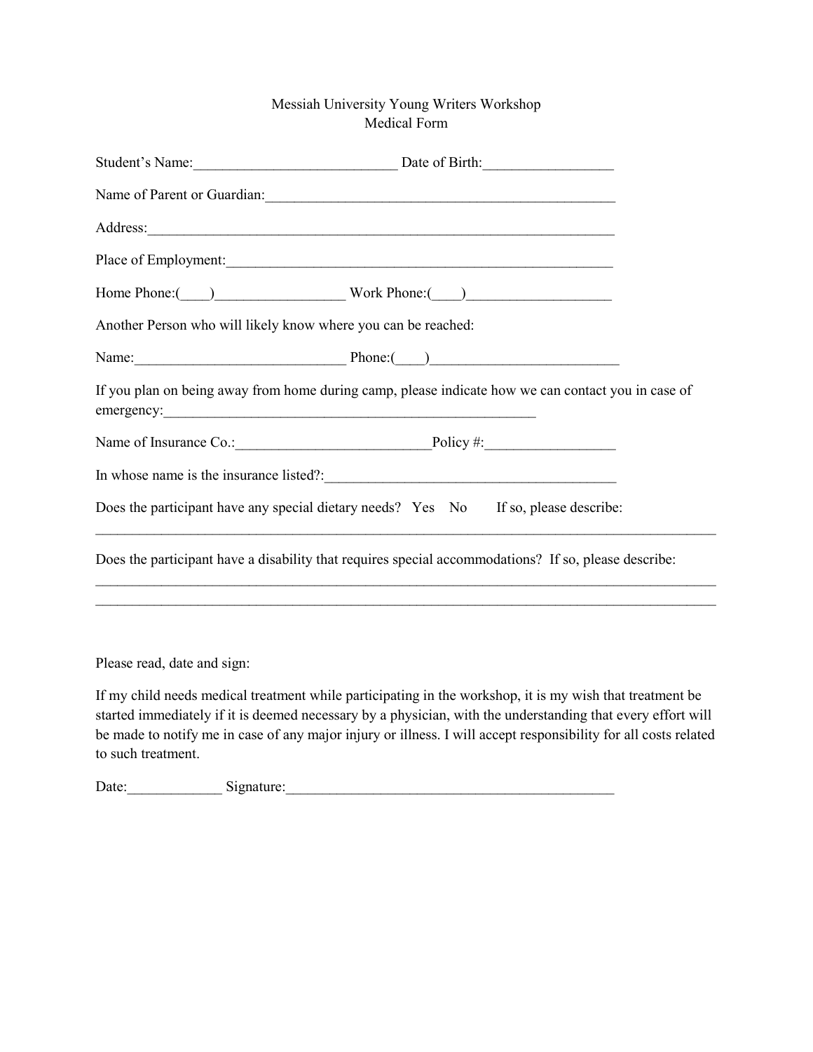Messiah University Young Writers Workshop
Medical Form

Student's Name:____________________________ Date of Birth:__________________

Name of Parent or Guardian:_________________________________________________

Address:___________________________________________________________________

Place of Employment:_______________________________________________________

Home Phone:(____)__________________ Work Phone:(____)____________________

Another Person who will likely know where you can be reached:

Name:_____________________________ Phone:(____)__________________________

If you plan on being away from home during camp, please indicate how we can contact you in case of emergency:_____________________________________________________

Name of Insurance Co.:___________________________Policy #:__________________

In whose name is the insurance listed?:________________________________________

Does the participant have any special dietary needs?   Yes   No      If so, please describe:

_________________________________________________________________________________________

Does the participant have a disability that requires special accommodations?  If so, please describe:

_________________________________________________________________________________________

_________________________________________________________________________________________

Please read, date and sign:

If my child needs medical treatment while participating in the workshop, it is my wish that treatment be started immediately if it is deemed necessary by a physician, with the understanding that every effort will be made to notify me in case of any major injury or illness. I will accept responsibility for all costs related to such treatment.

Date:_____________ Signature:_______________________________________________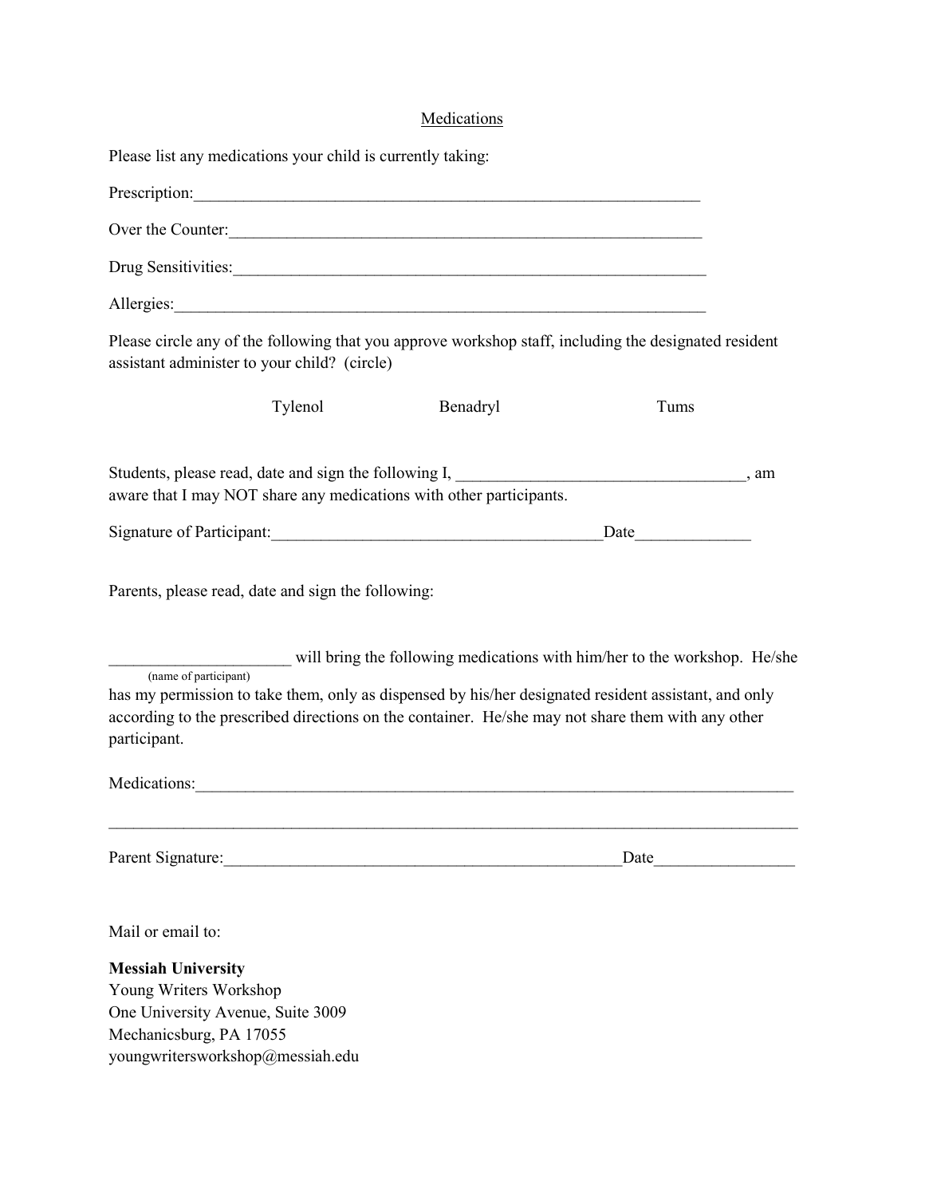## Medications

Please list any medications your child is currently taking:

Prescription:_______________________________________________________________

Over the Counter:___________________________________________________________

Drug Sensitivities:__________________________________________________________

Allergies:__________________________________________________________________

Please circle any of the following that you approve workshop staff, including the designated resident assistant administer to your child? (circle)

Tylenol　　　　Benadryl　　　　Tums

Students, please read, date and sign the following I, __________________________________, am aware that I may NOT share any medications with other participants.

Signature of Participant:_______________________________________Date_____________

Parents, please read, date and sign the following:

______________________ will bring the following medications with him/her to the workshop. He/she
(name of participant)
has my permission to take them, only as dispensed by his/her designated resident assistant, and only according to the prescribed directions on the container. He/she may not share them with any other participant.

Medications:_________________________________________________________________________

_____________________________________________________________________________________

Parent Signature:________________________________________________Date________________

Mail or email to:

**Messiah University**
Young Writers Workshop
One University Avenue, Suite 3009
Mechanicsburg, PA 17055
youngwritersworkshop@messiah.edu